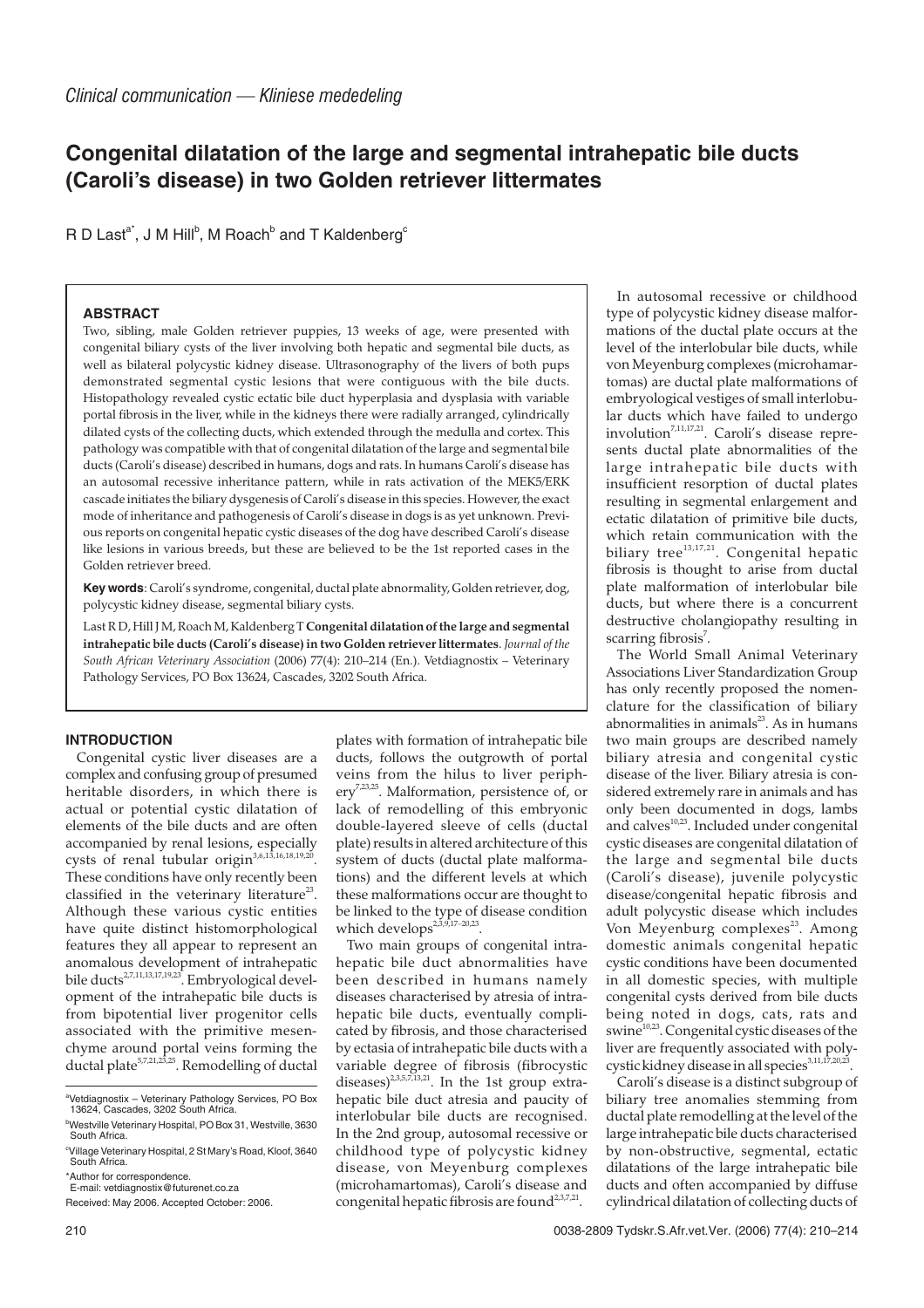*Clinical communication — Kliniese mededeling*

# Congenital dilatation of the large and segmental intrahepatic bile ducts (Caroli's disease) in two Golden retriever littermates

R D Last[a*], J M Hill[b], M Roach[b] and T Kaldenberg[c]

## ABSTRACT

Two, sibling, male Golden retriever puppies, 13 weeks of age, were presented with congenital biliary cysts of the liver involving both hepatic and segmental bile ducts, as well as bilateral polycystic kidney disease. Ultrasonography of the livers of both pups demonstrated segmental cystic lesions that were contiguous with the bile ducts. Histopathology revealed cystic ectatic bile duct hyperplasia and dysplasia with variable portal fibrosis in the liver, while in the kidneys there were radially arranged, cylindrically dilated cysts of the collecting ducts, which extended through the medulla and cortex. This pathology was compatible with that of congenital dilatation of the large and segmental bile ducts (Caroli's disease) described in humans, dogs and rats. In humans Caroli's disease has an autosomal recessive inheritance pattern, while in rats activation of the MEK5/ERK cascade initiates the biliary dysgenesis of Caroli's disease in this species. However, the exact mode of inheritance and pathogenesis of Caroli's disease in dogs is as yet unknown. Previous reports on congenital hepatic cystic diseases of the dog have described Caroli's disease like lesions in various breeds, but these are believed to be the 1st reported cases in the Golden retriever breed.

**Key words**: Caroli's syndrome, congenital, ductal plate abnormality, Golden retriever, dog, polycystic kidney disease, segmental biliary cysts.

Last R D, Hill J M, Roach M, Kaldenberg T **Congenital dilatation of the large and segmental intrahepatic bile ducts (Caroli's disease) in two Golden retriever littermates**. *Journal of the South African Veterinary Association* (2006) 77(4): 210–214 (En.). Vetdiagnostix – Veterinary Pathology Services, PO Box 13624, Cascades, 3202 South Africa.

## INTRODUCTION

Congenital cystic liver diseases are a complex and confusing group of presumed heritable disorders, in which there is actual or potential cystic dilatation of elements of the bile ducts and are often accompanied by renal lesions, especially cysts of renal tubular origin[3,6,13,16,18,19,20]. These conditions have only recently been classified in the veterinary literature[23]. Although these various cystic entities have quite distinct histomorphological features they all appear to represent an anomalous development of intrahepatic bile ducts[2,7,11,13,17,19,23]. Embryological development of the intrahepatic bile ducts is from bipotential liver progenitor cells associated with the primitive mesenchyme around portal veins forming the ductal plate[5,7,21,23,25]. Remodelling of ductal plates with formation of intrahepatic bile ducts, follows the outgrowth of portal veins from the hilus to liver periphery[7,23,25]. Malformation, persistence of, or lack of remodelling of this embryonic double-layered sleeve of cells (ductal plate) results in altered architecture of this system of ducts (ductal plate malformations) and the different levels at which these malformations occur are thought to be linked to the type of disease condition which develops[2,3,9,17–20,23].

Two main groups of congenital intrahepatic bile duct abnormalities have been described in humans namely diseases characterised by atresia of intrahepatic bile ducts, eventually complicated by fibrosis, and those characterised by ectasia of intrahepatic bile ducts with a variable degree of fibrosis (fibrocystic diseases)[2,3,5,7,21]. In the 1st group extrahepatic bile duct atresia and paucity of interlobular bile ducts are recognised. In the 2nd group, autosomal recessive or childhood type of polycystic kidney disease, von Meyenburg complexes (microhamartomas), Caroli's disease and congenital hepatic fibrosis are found[2,3,7,21].

In autosomal recessive or childhood type of polycystic kidney disease malformations of the ductal plate occurs at the level of the interlobular bile ducts, while von Meyenburg complexes (microhamartomas) are ductal plate malformations of embryological vestiges of small interlobular ducts which have failed to undergo involution[7,11,17,21]. Caroli's disease represents ductal plate abnormalities of the large intrahepatic bile ducts with insufficient resorption of ductal plates resulting in segmental enlargement and ectatic dilatation of primitive bile ducts, which retain communication with the biliary tree[13,17,21]. Congenital hepatic fibrosis is thought to arise from ductal plate malformation of interlobular bile ducts, but where there is a concurrent destructive cholangiopathy resulting in scarring fibrosis[7].

The World Small Animal Veterinary Associations Liver Standardization Group has only recently proposed the nomenclature for the classification of biliary abnormalities in animals[23]. As in humans two main groups are described namely biliary atresia and congenital cystic disease of the liver. Biliary atresia is considered extremely rare in animals and has only been documented in dogs, lambs and calves[10,23]. Included under congenital cystic diseases are congenital dilatation of the large and segmental bile ducts (Caroli's disease), juvenile polycystic disease/congenital hepatic fibrosis and adult polycystic disease which includes Von Meyenburg complexes[23]. Among domestic animals congenital hepatic cystic conditions have been documented in all domestic species, with multiple congenital cysts derived from bile ducts being noted in dogs, cats, rats and swine[10,23]. Congenital cystic diseases of the liver are frequently associated with polycystic kidney disease in all species[3,11,17,20,23].

Caroli's disease is a distinct subgroup of biliary tree anomalies stemming from ductal plate remodelling at the level of the large intrahepatic bile ducts characterised by non-obstructive, segmental, ectatic dilatations of the large intrahepatic bile ducts and often accompanied by diffuse cylindrical dilatation of collecting ducts of

---

[a]Vetdiagnostix – Veterinary Pathology Services, PO Box 13624, Cascades, 3202 South Africa.

[b]Westville Veterinary Hospital, PO Box 31, Westville, 3630 South Africa.

[c]Village Veterinary Hospital, 2 St Mary's Road, Kloof, 3640 South Africa.

*Author for correspondence.
E-mail: vetdiagnostix@futurenet.co.za

Received: May 2006. Accepted October: 2006.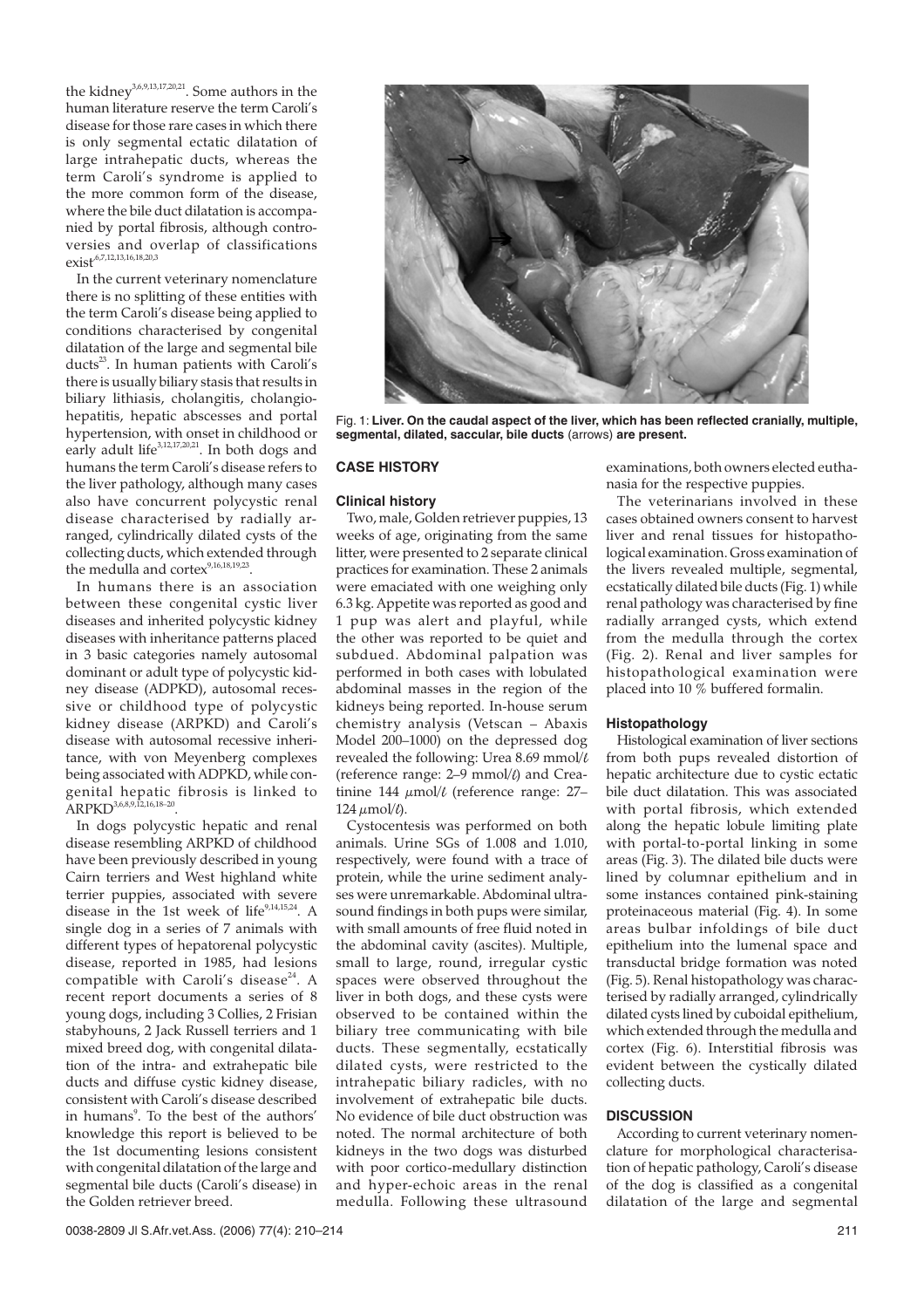the kidney[3,6,9,13,17,20,21]. Some authors in the human literature reserve the term Caroli's disease for those rare cases in which there is only segmental ectatic dilatation of large intrahepatic ducts, whereas the term Caroli's syndrome is applied to the more common form of the disease, where the bile duct dilatation is accompanied by portal fibrosis, although controversies and overlap of classifications exist[6,7,12,13,16,18,20,3].

In the current veterinary nomenclature there is no splitting of these entities with the term Caroli's disease being applied to conditions characterised by congenital dilatation of the large and segmental bile ducts[23]. In human patients with Caroli's there is usually biliary stasis that results in biliary lithiasis, cholangitis, cholangiohepatitis, hepatic abscesses and portal hypertension, with onset in childhood or early adult life[3,12,17,20,21]. In both dogs and humans the term Caroli's disease refers to the liver pathology, although many cases also have concurrent polycystic renal disease characterised by radially arranged, cylindrically dilated cysts of the collecting ducts, which extended through the medulla and cortex[9,16,18,19,23].

In humans there is an association between these congenital cystic liver diseases and inherited polycystic kidney diseases with inheritance patterns placed in 3 basic categories namely autosomal dominant or adult type of polycystic kidney disease (ADPKD), autosomal recessive or childhood type of polycystic kidney disease (ARPKD) and Caroli's disease with autosomal recessive inheritance, with von Meyenberg complexes being associated with ADPKD, while congenital hepatic fibrosis is linked to ARPKD[3,6,8,9,12,16,18–20].

In dogs polycystic hepatic and renal disease resembling ARPKD of childhood have been previously described in young Cairn terriers and West highland white terrier puppies, associated with severe disease in the 1st week of life[9,14,15,24]. A single dog in a series of 7 animals with different types of hepatorenal polycystic disease, reported in 1985, had lesions compatible with Caroli's disease[24]. A recent report documents a series of 8 young dogs, including 3 Collies, 2 Frisian stabyhouns, 2 Jack Russell terriers and 1 mixed breed dog, with congenital dilatation of the intra- and extrahepatic bile ducts and diffuse cystic kidney disease, consistent with Caroli's disease described in humans[9]. To the best of the authors' knowledge this report is believed to be the 1st documenting lesions consistent with congenital dilatation of the large and segmental bile ducts (Caroli's disease) in the Golden retriever breed.

**Fig. 1: Liver. On the caudal aspect of the liver, which has been reflected cranially, multiple, segmental, dilated, saccular, bile ducts** (arrows) **are present.**

## CASE HISTORY

### Clinical history

Two, male, Golden retriever puppies, 13 weeks of age, originating from the same litter, were presented to 2 separate clinical practices for examination. These 2 animals were emaciated with one weighing only 6.3 kg. Appetite was reported as good and 1 pup was alert and playful, while the other was reported to be quiet and subdued. Abdominal palpation was performed in both cases with lobulated abdominal masses in the region of the kidneys being reported. In-house serum chemistry analysis (Vetscan – Abaxis Model 200–1000) on the depressed dog revealed the following: Urea 8.69 mmol/ℓ (reference range: 2–9 mmol/ℓ) and Creatinine 144 $\mu$mol/ℓ (reference range: 27–124 $\mu$mol/ℓ).

Cystocentesis was performed on both animals. Urine SGs of 1.008 and 1.010, respectively, were found with a trace of protein, while the urine sediment analyses were unremarkable. Abdominal ultrasound findings in both pups were similar, with small amounts of free fluid noted in the abdominal cavity (ascites). Multiple, small to large, round, irregular cystic spaces were observed throughout the liver in both dogs, and these cysts were observed to be contained within the biliary tree communicating with bile ducts. These segmentally, ecstatically dilated cysts, were restricted to the intrahepatic biliary radicles, with no involvement of extrahepatic bile ducts. No evidence of bile duct obstruction was noted. The normal architecture of both kidneys in the two dogs was disturbed with poor cortico-medullary distinction and hyper-echoic areas in the renal medulla. Following these ultrasound examinations, both owners elected euthanasia for the respective puppies.

The veterinarians involved in these cases obtained owners consent to harvest liver and renal tissues for histopathological examination. Gross examination of the livers revealed multiple, segmental, ecstatically dilated bile ducts (Fig. 1) while renal pathology was characterised by fine radially arranged cysts, which extend from the medulla through the cortex (Fig. 2). Renal and liver samples for histopathological examination were placed into 10 % buffered formalin.

### Histopathology

Histological examination of liver sections from both pups revealed distortion of hepatic architecture due to cystic ectatic bile duct dilatation. This was associated with portal fibrosis, which extended along the hepatic lobule limiting plate with portal-to-portal linking in some areas (Fig. 3). The dilated bile ducts were lined by columnar epithelium and in some instances contained pink-staining proteinaceous material (Fig. 4). In some areas bulbar infoldings of bile duct epithelium into the lumenal space and transductal bridge formation was noted (Fig. 5). Renal histopathology was characterised by radially arranged, cylindrically dilated cysts lined by cuboidal epithelium, which extended through the medulla and cortex (Fig. 6). Interstitial fibrosis was evident between the cystically dilated collecting ducts.

## DISCUSSION

According to current veterinary nomenclature for morphological characterisation of hepatic pathology, Caroli's disease of the dog is classified as a congenital dilatation of the large and segmental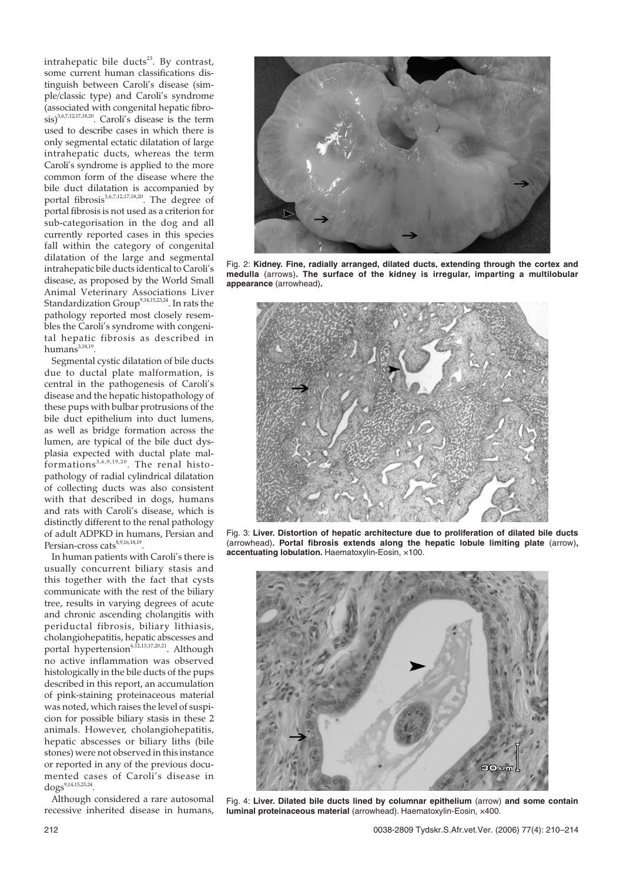intrahepatic bile ducts[23]. By contrast, some current human classifications distinguish between Caroli's disease (simple/classic type) and Caroli's syndrome (associated with congenital hepatic fibrosis)[3,6,7,12,17,18,20]. Caroli's disease is the term used to describe cases in which there is only segmental ectatic dilatation of large intrahepatic ducts, whereas the term Caroli's syndrome is applied to the more common form of the disease where the bile duct dilatation is accompanied by portal fibrosis[3,6,7,12,17,18,20]. The degree of portal fibrosis is not used as a criterion for sub-categorisation in the dog and all currently reported cases in this species fall within the category of congenital dilatation of the large and segmental intrahepatic bile ducts identical to Caroli's disease, as proposed by the World Small Animal Veterinary Associations Liver Standardization Group[9,14,15,23,24]. In rats the pathology reported most closely resembles the Caroli's syndrome with congenital hepatic fibrosis as described in humans[3,18,19].

Segmental cystic dilatation of bile ducts due to ductal plate malformation, is central in the pathogenesis of Caroli's disease and the hepatic histopathology of these pups with bulbar protrusions of the bile duct epithelium into duct lumens, as well as bridge formation across the lumen, are typical of the bile duct dysplasia expected with ductal plate malformations[3,6,9,19,20]. The renal histopathology of radial cylindrical dilatation of collecting ducts was also consistent with that described in dogs, humans and rats with Caroli's disease, which is distinctly different to the renal pathology of adult ADPKD in humans, Persian and Persian-cross cats[8,9,16,18,19].

In human patients with Caroli's there is usually concurrent biliary stasis and this together with the fact that cysts communicate with the rest of the biliary tree, results in varying degrees of acute and chronic ascending cholangitis with periductal fibrosis, biliary lithiasis, cholangiohepatitis, hepatic abscesses and portal hypertension[6,12,13,17,20,21]. Although no active inflammation was observed histologically in the bile ducts of the pups described in this report, an accumulation of pink-staining proteinaceous material was noted, which raises the level of suspicion for possible biliary stasis in these 2 animals. However, cholangiohepatitis, hepatic abscesses or biliary liths (bile stones) were not observed in this instance or reported in any of the previous documented cases of Caroli's disease in dogs[9,14,15,23,24].

Although considered a rare autosomal recessive inherited disease in humans,

Fig. 2: **Kidney. Fine, radially arranged, dilated ducts, extending through the cortex and medulla** (arrows)**. The surface of the kidney is irregular, imparting a multilobular appearance** (arrowhead)**.**

Fig. 3: **Liver. Distortion of hepatic architecture due to proliferation of dilated bile ducts** (arrowhead)**. Portal fibrosis extends along the hepatic lobule limiting plate** (arrow)**, accentuating lobulation.** Haematoxylin-Eosin, ×100.

Fig. 4: **Liver. Dilated bile ducts lined by columnar epithelium** (arrow) **and some contain luminal proteinaceous material** (arrowhead). Haematoxylin-Eosin, ×400.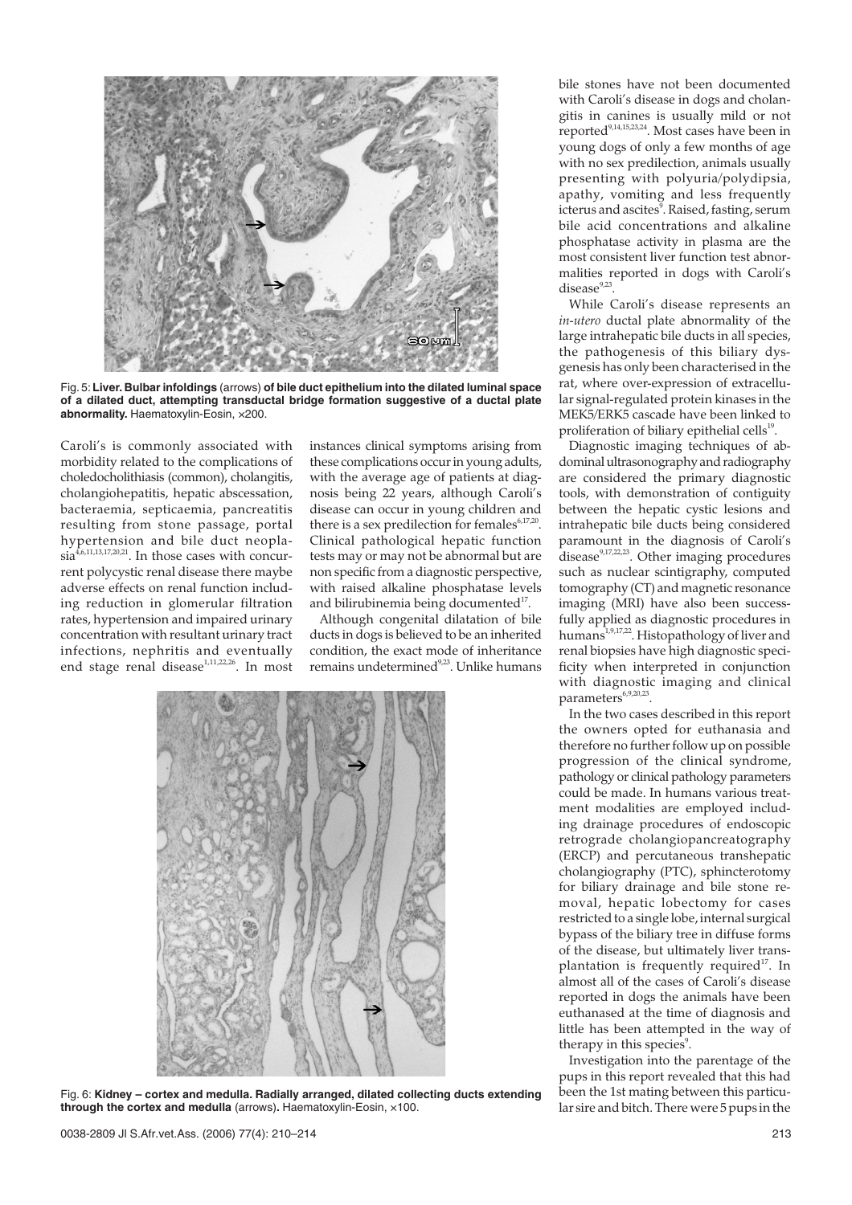Fig. 5: **Liver. Bulbar infoldings** (arrows) **of bile duct epithelium into the dilated luminal space of a dilated duct, attempting transductal bridge formation suggestive of a ductal plate abnormality.** Haematoxylin-Eosin, ×200.

Caroli's is commonly associated with morbidity related to the complications of choledocholithiasis (common), cholangitis, cholangiohepatitis, hepatic abscessation, bacteraemia, septicaemia, pancreatitis resulting from stone passage, portal hypertension and bile duct neoplasia[4,6,11,13,17,20,21]. In those cases with concurrent polycystic renal disease there maybe adverse effects on renal function including reduction in glomerular filtration rates, hypertension and impaired urinary concentration with resultant urinary tract infections, nephritis and eventually end stage renal disease[1,11,22,26]. In most instances clinical symptoms arising from these complications occur in young adults, with the average age of patients at diagnosis being 22 years, although Caroli's disease can occur in young children and there is a sex predilection for females[6,17,20]. Clinical pathological hepatic function tests may or may not be abnormal but are non specific from a diagnostic perspective, with raised alkaline phosphatase levels and bilirubinemia being documented[17].

Although congenital dilatation of bile ducts in dogs is believed to be an inherited condition, the exact mode of inheritance remains undetermined[9,23]. Unlike humans bile stones have not been documented with Caroli's disease in dogs and cholangitis in canines is usually mild or not reported[9,14,15,23,24]. Most cases have been in young dogs of only a few months of age with no sex predilection, animals usually presenting with polyuria/polydipsia, apathy, vomiting and less frequently icterus and ascites[9]. Raised, fasting, serum bile acid concentrations and alkaline phosphatase activity in plasma are the most consistent liver function test abnormalities reported in dogs with Caroli's disease[9,23].

While Caroli's disease represents an *in-utero* ductal plate abnormality of the large intrahepatic bile ducts in all species, the pathogenesis of this biliary dysgenesis has only been characterised in the rat, where over-expression of extracellular signal-regulated protein kinases in the MEK5/ERK5 cascade have been linked to proliferation of biliary epithelial cells[19].

Diagnostic imaging techniques of abdominal ultrasonography and radiography are considered the primary diagnostic tools, with demonstration of contiguity between the hepatic cystic lesions and intrahepatic bile ducts being considered paramount in the diagnosis of Caroli's disease[9,17,22,23]. Other imaging procedures such as nuclear scintigraphy, computed tomography (CT) and magnetic resonance imaging (MRI) have also been successfully applied as diagnostic procedures in humans[1,9,17,22]. Histopathology of liver and renal biopsies have high diagnostic specificity when interpreted in conjunction with diagnostic imaging and clinical parameters[6,9,20,23].

In the two cases described in this report the owners opted for euthanasia and therefore no further follow up on possible progression of the clinical syndrome, pathology or clinical pathology parameters could be made. In humans various treatment modalities are employed including drainage procedures of endoscopic retrograde cholangiopancreatography (ERCP) and percutaneous transhepatic cholangiography (PTC), sphincterotomy for biliary drainage and bile stone removal, hepatic lobectomy for cases restricted to a single lobe, internal surgical bypass of the biliary tree in diffuse forms of the disease, but ultimately liver transplantation is frequently required[17]. In almost all of the cases of Caroli's disease reported in dogs the animals have been euthanased at the time of diagnosis and little has been attempted in the way of therapy in this species[9].

Investigation into the parentage of the pups in this report revealed that this had been the 1st mating between this particular sire and bitch. There were 5 pups in the

Fig. 6: **Kidney – cortex and medulla. Radially arranged, dilated collecting ducts extending through the cortex and medulla** (arrows)**.** Haematoxylin-Eosin, ×100.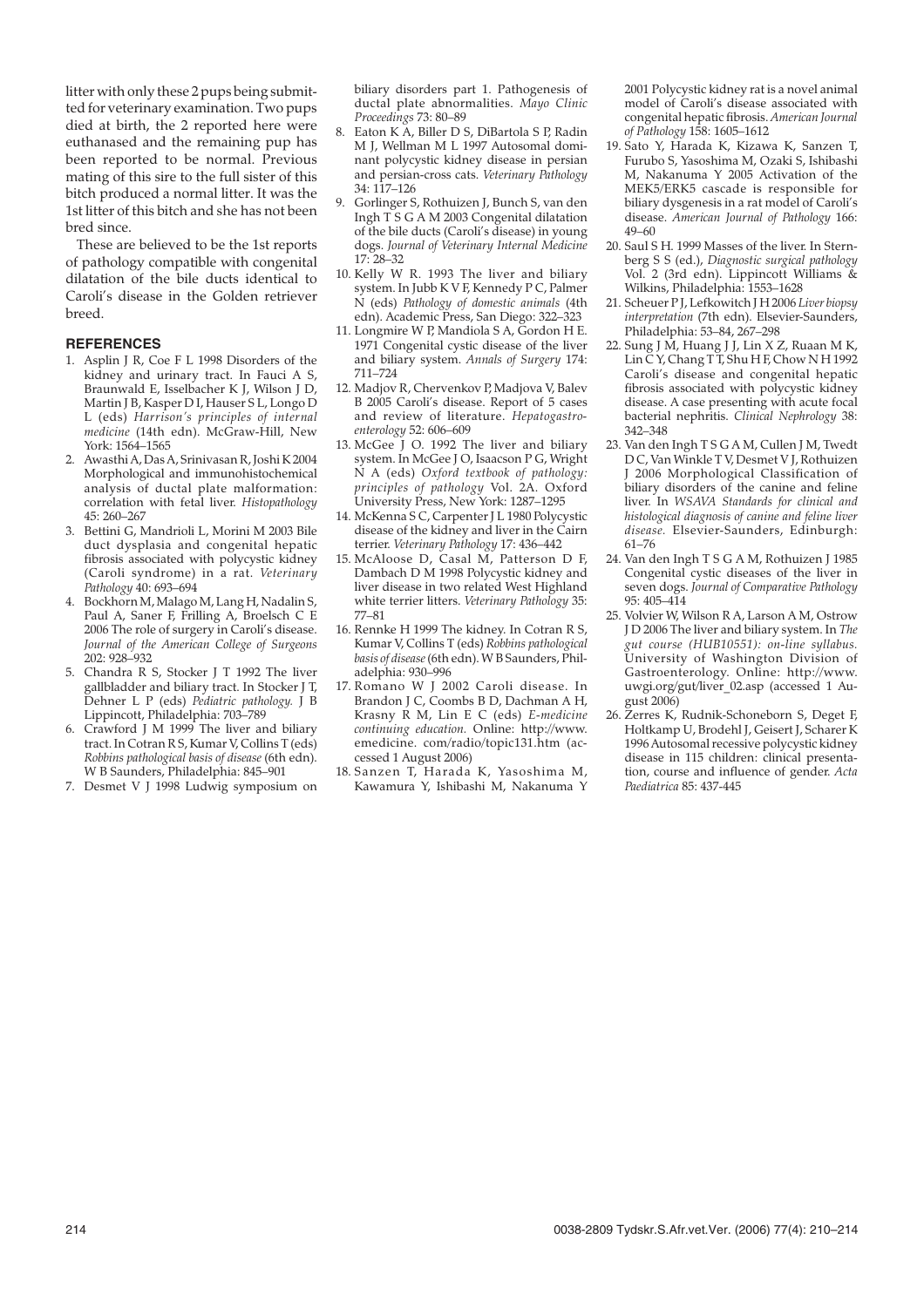litter with only these 2 pups being submitted for veterinary examination. Two pups died at birth, the 2 reported here were euthanased and the remaining pup has been reported to be normal. Previous mating of this sire to the full sister of this bitch produced a normal litter. It was the 1st litter of this bitch and she has not been bred since.

These are believed to be the 1st reports of pathology compatible with congenital dilatation of the bile ducts identical to Caroli's disease in the Golden retriever breed.

## REFERENCES

1. Asplin J R, Coe F L 1998 Disorders of the kidney and urinary tract. In Fauci A S, Braunwald E, Isselbacher K J, Wilson J D, Martin J B, Kasper D I, Hauser S L, Longo D L (eds) *Harrison's principles of internal medicine* (14th edn). McGraw-Hill, New York: 1564–1565
2. Awasthi A, Das A, Srinivasan R, Joshi K 2004 Morphological and immunohistochemical analysis of ductal plate malformation: correlation with fetal liver. *Histopathology* 45: 260–267
3. Bettini G, Mandrioli L, Morini M 2003 Bile duct dysplasia and congenital hepatic fibrosis associated with polycystic kidney (Caroli syndrome) in a rat. *Veterinary Pathology* 40: 693–694
4. Bockhorn M, Malago M, Lang H, Nadalin S, Paul A, Saner F, Frilling A, Broelsch C E 2006 The role of surgery in Caroli's disease. *Journal of the American College of Surgeons* 202: 928–932
5. Chandra R S, Stocker J T 1992 The liver gallbladder and biliary tract. In Stocker J T, Dehner L P (eds) *Pediatric pathology.* J B Lippincott, Philadelphia: 703–789
6. Crawford J M 1999 The liver and biliary tract. In Cotran R S, Kumar V, Collins T (eds) *Robbins pathological basis of disease* (6th edn). W B Saunders, Philadelphia: 845–901
7. Desmet V J 1998 Ludwig symposium on biliary disorders part 1. Pathogenesis of ductal plate abnormalities. *Mayo Clinic Proceedings* 73: 80–89
8. Eaton K A, Biller D S, DiBartola S P, Radin M J, Wellman M L 1997 Autosomal dominant polycystic kidney disease in persian and persian-cross cats. *Veterinary Pathology* 34: 117–126
9. Gorlinger S, Rothuizen J, Bunch S, van den Ingh T S G A M 2003 Congenital dilatation of the bile ducts (Caroli's disease) in young dogs. *Journal of Veterinary Internal Medicine* 17: 28–32
10. Kelly W R. 1993 The liver and biliary system. In Jubb K V F, Kennedy P C, Palmer N (eds) *Pathology of domestic animals* (4th edn). Academic Press, San Diego: 322–323
11. Longmire W P, Mandiola S A, Gordon H E. 1971 Congenital cystic disease of the liver and biliary system. *Annals of Surgery* 174: 711–724
12. Madjov R, Chervenkov P, Madjova V, Balev B 2005 Caroli's disease. Report of 5 cases and review of literature. *Hepatogastroenterology* 52: 606–609
13. McGee J O. 1992 The liver and biliary system. In McGee J O, Isaacson P G, Wright N A (eds) *Oxford textbook of pathology: principles of pathology* Vol. 2A. Oxford University Press, New York: 1287–1295
14. McKenna S C, Carpenter J L 1980 Polycystic disease of the kidney and liver in the Cairn terrier. *Veterinary Pathology* 17: 436–442
15. McAloose D, Casal M, Patterson D F, Dambach D M 1998 Polycystic kidney and liver disease in two related West Highland white terrier litters. *Veterinary Pathology* 35: 77–81
16. Rennke H 1999 The kidney. In Cotran R S, Kumar V, Collins T (eds) *Robbins pathological basis of disease* (6th edn). W B Saunders, Philadelphia: 930–996
17. Romano W J 2002 Caroli disease. In Brandon J C, Coombs B D, Dachman A H, Krasny R M, Lin E C (eds) *E-medicine continuing education.* Online: http://www.emedicine. com/radio/topic131.htm (accessed 1 August 2006)
18. Sanzen T, Harada K, Yasoshima M, Kawamura Y, Ishibashi M, Nakanuma Y 2001 Polycystic kidney rat is a novel animal model of Caroli's disease associated with congenital hepatic fibrosis. *American Journal of Pathology* 158: 1605–1612
19. Sato Y, Harada K, Kizawa K, Sanzen T, Furubo S, Yasoshima M, Ozaki S, Ishibashi M, Nakanuma Y 2005 Activation of the MEK5/ERK5 cascade is responsible for biliary dysgenesis in a rat model of Caroli's disease. *American Journal of Pathology* 166: 49–60
20. Saul S H. 1999 Masses of the liver. In Sternberg S S (ed.), *Diagnostic surgical pathology* Vol. 2 (3rd edn). Lippincott Williams & Wilkins, Philadelphia: 1553–1628
21. Scheuer P J, Lefkowitch J H 2006 *Liver biopsy interpretation* (7th edn). Elsevier-Saunders, Philadelphia: 53–84, 267–298
22. Sung J M, Huang J J, Lin X Z, Ruaan M K, Lin C Y, Chang T T, Shu H F, Chow N H 1992 Caroli's disease and congenital hepatic fibrosis associated with polycystic kidney disease. A case presenting with acute focal bacterial nephritis. *Clinical Nephrology* 38: 342–348
23. Van den Ingh T S G A M, Cullen J M, Twedt D C, Van Winkle T V, Desmet V J, Rothuizen J 2006 Morphological Classification of biliary disorders of the canine and feline liver. In *WSAVA Standards for clinical and histological diagnosis of canine and feline liver disease.* Elsevier-Saunders, Edinburgh: 61–76
24. Van den Ingh T S G A M, Rothuizen J 1985 Congenital cystic diseases of the liver in seven dogs. *Journal of Comparative Pathology* 95: 405–414
25. Volvier W, Wilson R A, Larson A M, Ostrow J D 2006 The liver and biliary system. In *The gut course (HUB10551): on-line syllabus.* University of Washington Division of Gastroenterology. Online: http://www.uwgi.org/gut/liver_02.asp (accessed 1 August 2006)
26. Zerres K, Rudnik-Schoneborn S, Deget F, Holtkamp U, Brodehl J, Geisert J, Scharer K 1996 Autosomal recessive polycystic kidney disease in 115 children: clinical presentation, course and influence of gender. *Acta Paediatrica* 85: 437-445